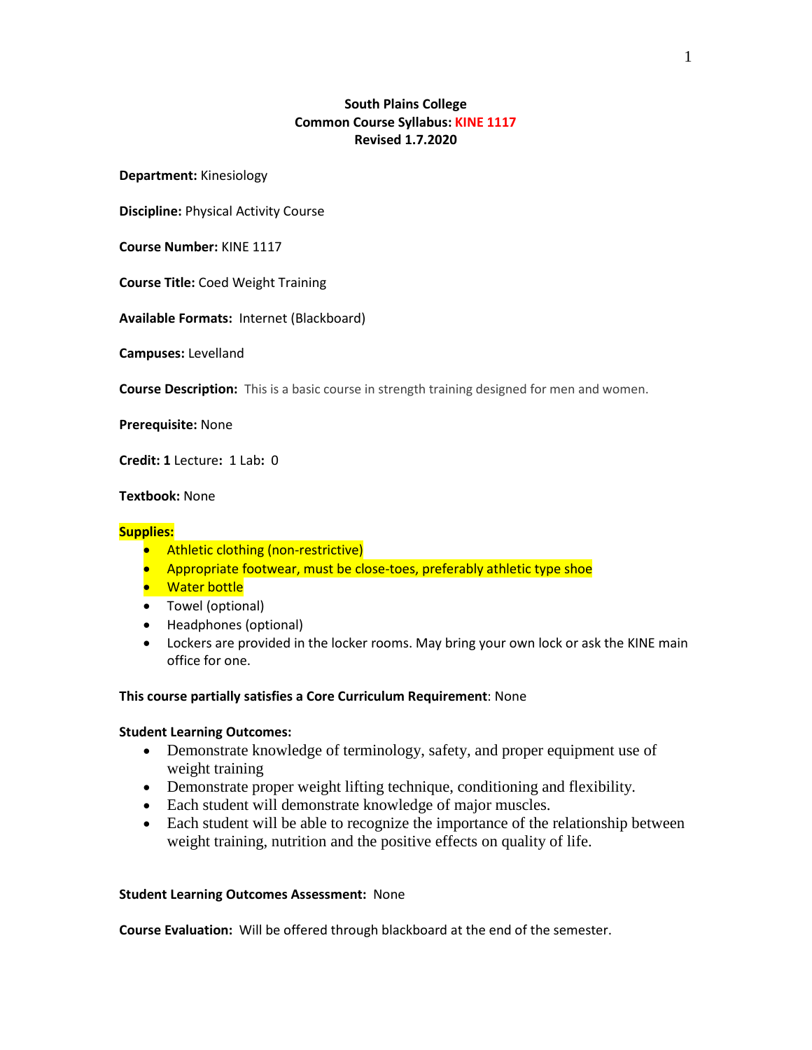**South Plains College**
**Common Course Syllabus: KINE 1117**
**Revised 1.7.2020**

**Department:** Kinesiology

**Discipline:** Physical Activity Course

**Course Number:** KINE 1117

**Course Title:** Coed Weight Training

**Available Formats:** Internet (Blackboard)

**Campuses:** Levelland

**Course Description:** This is a basic course in strength training designed for men and women.

**Prerequisite:** None

**Credit: 1** Lecture**:** 1 Lab**:** 0

**Textbook:** None

**Supplies:**

- Athletic clothing (non-restrictive)
- Appropriate footwear, must be close-toes, preferably athletic type shoe
- Water bottle
- Towel (optional)
- Headphones (optional)
- Lockers are provided in the locker rooms. May bring your own lock or ask the KINE main office for one.

**This course partially satisfies a Core Curriculum Requirement**: None

**Student Learning Outcomes:**

- Demonstrate knowledge of terminology, safety, and proper equipment use of weight training
- Demonstrate proper weight lifting technique, conditioning and flexibility.
- Each student will demonstrate knowledge of major muscles.
- Each student will be able to recognize the importance of the relationship between weight training, nutrition and the positive effects on quality of life.

**Student Learning Outcomes Assessment:** None

**Course Evaluation:** Will be offered through blackboard at the end of the semester.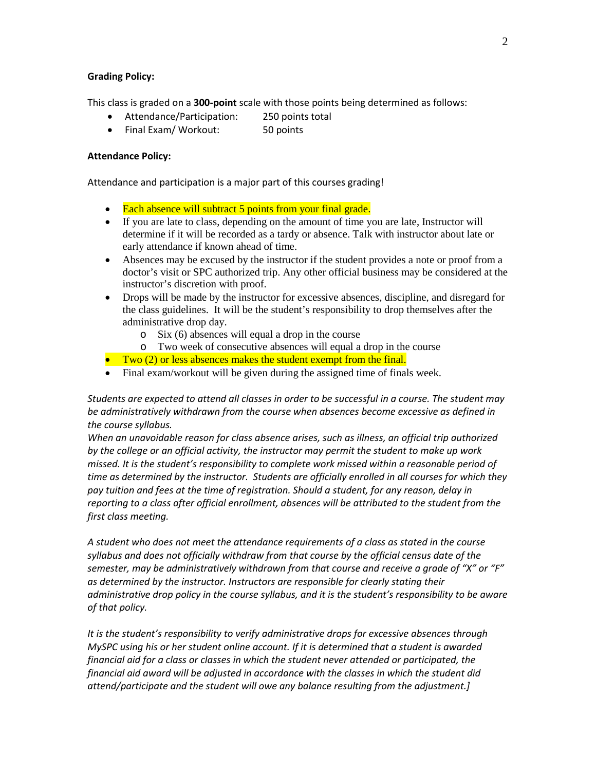**Grading Policy:**

This class is graded on a **300-point** scale with those points being determined as follows:

- Attendance/Participation: 250 points total
- Final Exam/ Workout: 50 points

**Attendance Policy:**

Attendance and participation is a major part of this courses grading!

- Each absence will subtract 5 points from your final grade.
- If you are late to class, depending on the amount of time you are late, Instructor will determine if it will be recorded as a tardy or absence. Talk with instructor about late or early attendance if known ahead of time.
- Absences may be excused by the instructor if the student provides a note or proof from a doctor's visit or SPC authorized trip. Any other official business may be considered at the instructor's discretion with proof.
- Drops will be made by the instructor for excessive absences, discipline, and disregard for the class guidelines. It will be the student's responsibility to drop themselves after the administrative drop day.
  - Six (6) absences will equal a drop in the course
  - Two week of consecutive absences will equal a drop in the course
- Two (2) or less absences makes the student exempt from the final.
- Final exam/workout will be given during the assigned time of finals week.

*Students are expected to attend all classes in order to be successful in a course. The student may be administratively withdrawn from the course when absences become excessive as defined in the course syllabus.*
*When an unavoidable reason for class absence arises, such as illness, an official trip authorized by the college or an official activity, the instructor may permit the student to make up work missed. It is the student's responsibility to complete work missed within a reasonable period of time as determined by the instructor. Students are officially enrolled in all courses for which they pay tuition and fees at the time of registration. Should a student, for any reason, delay in reporting to a class after official enrollment, absences will be attributed to the student from the first class meeting.*

*A student who does not meet the attendance requirements of a class as stated in the course syllabus and does not officially withdraw from that course by the official census date of the semester, may be administratively withdrawn from that course and receive a grade of "X" or "F" as determined by the instructor. Instructors are responsible for clearly stating their administrative drop policy in the course syllabus, and it is the student's responsibility to be aware of that policy.*

*It is the student's responsibility to verify administrative drops for excessive absences through MySPC using his or her student online account. If it is determined that a student is awarded financial aid for a class or classes in which the student never attended or participated, the financial aid award will be adjusted in accordance with the classes in which the student did attend/participate and the student will owe any balance resulting from the adjustment.]*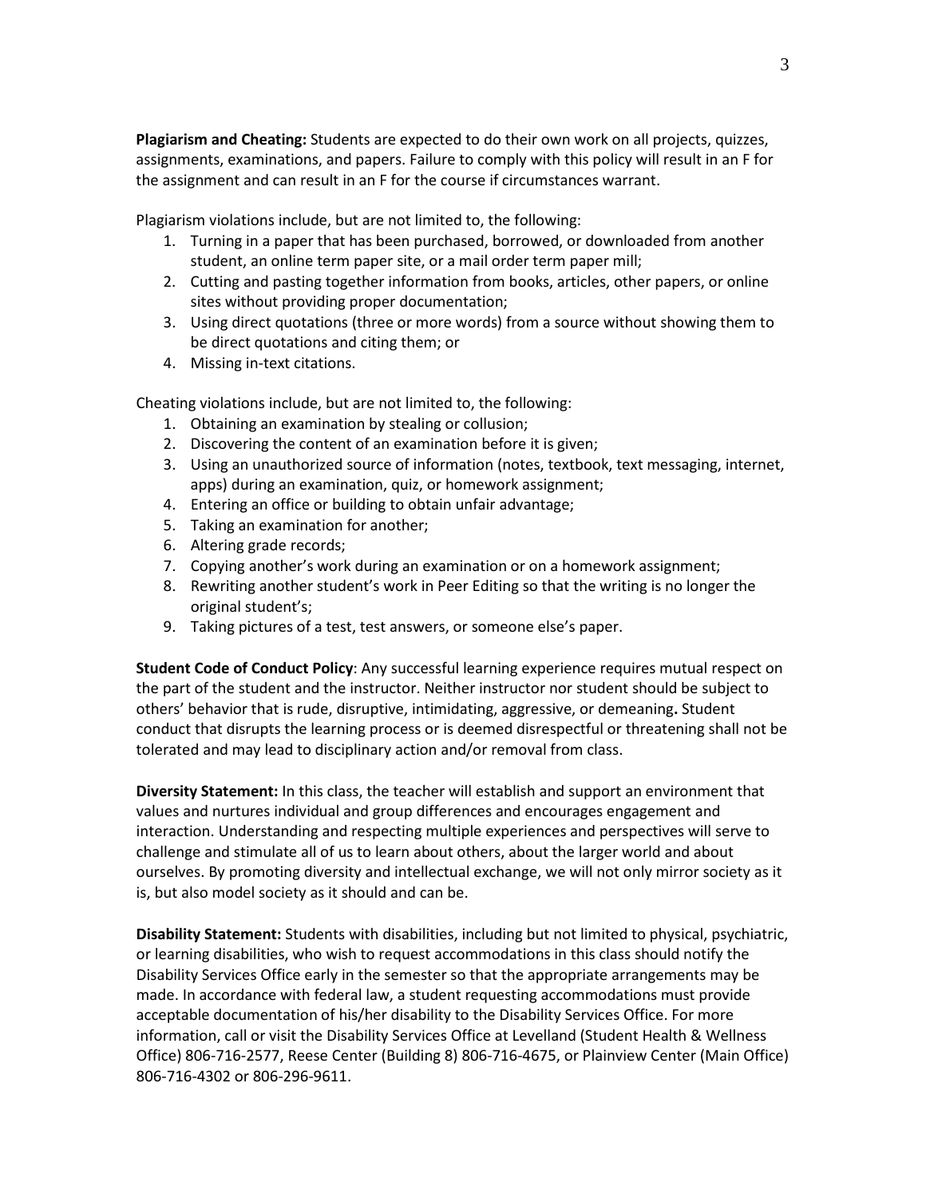**Plagiarism and Cheating:** Students are expected to do their own work on all projects, quizzes, assignments, examinations, and papers. Failure to comply with this policy will result in an F for the assignment and can result in an F for the course if circumstances warrant.

Plagiarism violations include, but are not limited to, the following:

1. Turning in a paper that has been purchased, borrowed, or downloaded from another student, an online term paper site, or a mail order term paper mill;
2. Cutting and pasting together information from books, articles, other papers, or online sites without providing proper documentation;
3. Using direct quotations (three or more words) from a source without showing them to be direct quotations and citing them; or
4. Missing in-text citations.

Cheating violations include, but are not limited to, the following:

1. Obtaining an examination by stealing or collusion;
2. Discovering the content of an examination before it is given;
3. Using an unauthorized source of information (notes, textbook, text messaging, internet, apps) during an examination, quiz, or homework assignment;
4. Entering an office or building to obtain unfair advantage;
5. Taking an examination for another;
6. Altering grade records;
7. Copying another's work during an examination or on a homework assignment;
8. Rewriting another student's work in Peer Editing so that the writing is no longer the original student's;
9. Taking pictures of a test, test answers, or someone else's paper.

**Student Code of Conduct Policy**: Any successful learning experience requires mutual respect on the part of the student and the instructor. Neither instructor nor student should be subject to others' behavior that is rude, disruptive, intimidating, aggressive, or demeaning**.** Student conduct that disrupts the learning process or is deemed disrespectful or threatening shall not be tolerated and may lead to disciplinary action and/or removal from class.

**Diversity Statement:** In this class, the teacher will establish and support an environment that values and nurtures individual and group differences and encourages engagement and interaction. Understanding and respecting multiple experiences and perspectives will serve to challenge and stimulate all of us to learn about others, about the larger world and about ourselves. By promoting diversity and intellectual exchange, we will not only mirror society as it is, but also model society as it should and can be.

**Disability Statement:** Students with disabilities, including but not limited to physical, psychiatric, or learning disabilities, who wish to request accommodations in this class should notify the Disability Services Office early in the semester so that the appropriate arrangements may be made. In accordance with federal law, a student requesting accommodations must provide acceptable documentation of his/her disability to the Disability Services Office. For more information, call or visit the Disability Services Office at Levelland (Student Health & Wellness Office) 806-716-2577, Reese Center (Building 8) 806-716-4675, or Plainview Center (Main Office) 806-716-4302 or 806-296-9611.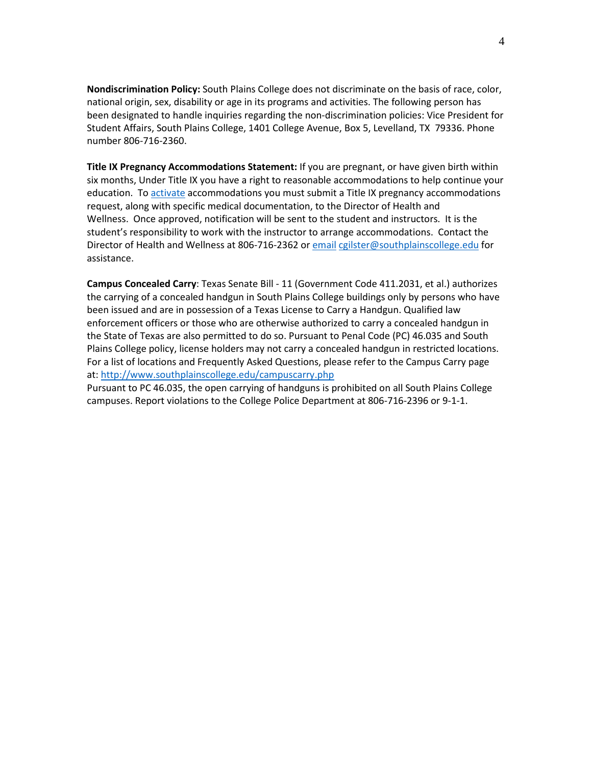**Nondiscrimination Policy:** South Plains College does not discriminate on the basis of race, color, national origin, sex, disability or age in its programs and activities. The following person has been designated to handle inquiries regarding the non-discrimination policies: Vice President for Student Affairs, South Plains College, 1401 College Avenue, Box 5, Levelland, TX 79336. Phone number 806-716-2360.

**Title IX Pregnancy Accommodations Statement:** If you are pregnant, or have given birth within six months, Under Title IX you have a right to reasonable accommodations to help continue your education. To activate accommodations you must submit a Title IX pregnancy accommodations request, along with specific medical documentation, to the Director of Health and Wellness. Once approved, notification will be sent to the student and instructors. It is the student's responsibility to work with the instructor to arrange accommodations. Contact the Director of Health and Wellness at 806-716-2362 or email cgilster@southplainscollege.edu for assistance.

**Campus Concealed Carry**: Texas Senate Bill - 11 (Government Code 411.2031, et al.) authorizes the carrying of a concealed handgun in South Plains College buildings only by persons who have been issued and are in possession of a Texas License to Carry a Handgun. Qualified law enforcement officers or those who are otherwise authorized to carry a concealed handgun in the State of Texas are also permitted to do so. Pursuant to Penal Code (PC) 46.035 and South Plains College policy, license holders may not carry a concealed handgun in restricted locations. For a list of locations and Frequently Asked Questions, please refer to the Campus Carry page at: http://www.southplainscollege.edu/campuscarry.php
Pursuant to PC 46.035, the open carrying of handguns is prohibited on all South Plains College campuses. Report violations to the College Police Department at 806-716-2396 or 9-1-1.